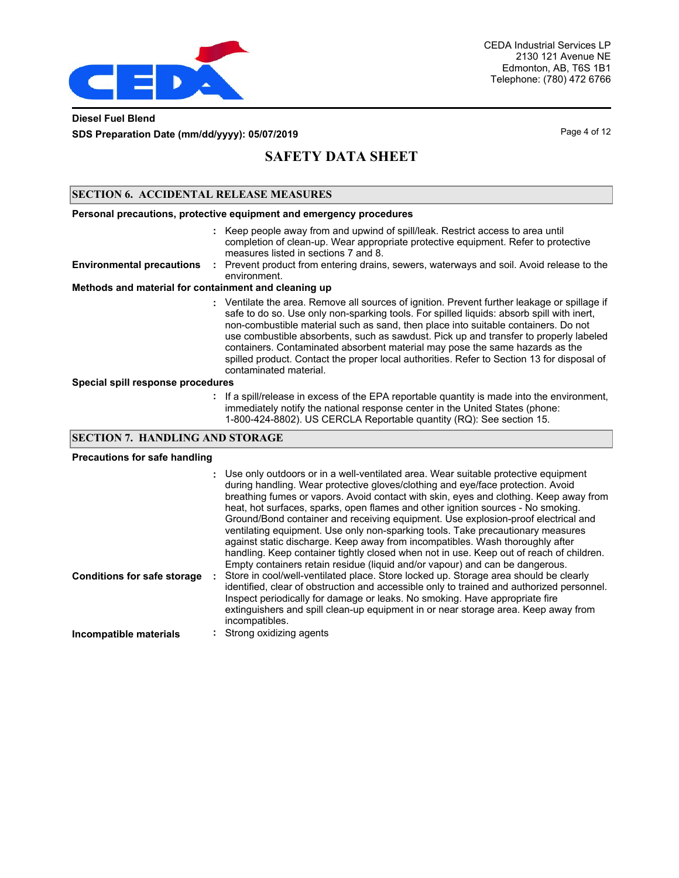## SECTION 6. ACCIDENTAL RELEASE MEASURES

**Personal precautions, protective equipment and emergency procedures**

: Keep people away from and upwind of spill/leak. Restrict access to area until completion of clean-up. Wear appropriate protective equipment. Refer to protective measures listed in sections 7 and 8.

**Environmental precautions** : Prevent product from entering drains, sewers, waterways and soil. Avoid release to the environment.

**Methods and material for containment and cleaning up**

: Ventilate the area. Remove all sources of ignition. Prevent further leakage or spillage if safe to do so. Use only non-sparking tools. For spilled liquids: absorb spill with inert, non-combustible material such as sand, then place into suitable containers. Do not use combustible absorbents, such as sawdust. Pick up and transfer to properly labeled containers. Contaminated absorbent material may pose the same hazards as the spilled product. Contact the proper local authorities. Refer to Section 13 for disposal of contaminated material.

**Special spill response procedures**

: If a spill/release in excess of the EPA reportable quantity is made into the environment, immediately notify the national response center in the United States (phone: 1-800-424-8802). US CERCLA Reportable quantity (RQ): See section 15.

## SECTION 7. HANDLING AND STORAGE

**Precautions for safe handling**

: Use only outdoors or in a well-ventilated area. Wear suitable protective equipment during handling. Wear protective gloves/clothing and eye/face protection. Avoid breathing fumes or vapors. Avoid contact with skin, eyes and clothing. Keep away from heat, hot surfaces, sparks, open flames and other ignition sources - No smoking. Ground/Bond container and receiving equipment. Use explosion-proof electrical and ventilating equipment. Use only non-sparking tools. Take precautionary measures against static discharge. Keep away from incompatibles. Wash thoroughly after handling. Keep container tightly closed when not in use. Keep out of reach of children. Empty containers retain residue (liquid and/or vapour) and can be dangerous.

**Conditions for safe storage** : Store in cool/well-ventilated place. Store locked up. Storage area should be clearly identified, clear of obstruction and accessible only to trained and authorized personnel. Inspect periodically for damage or leaks. No smoking. Have appropriate fire extinguishers and spill clean-up equipment in or near storage area. Keep away from incompatibles.

**Incompatible materials** : Strong oxidizing agents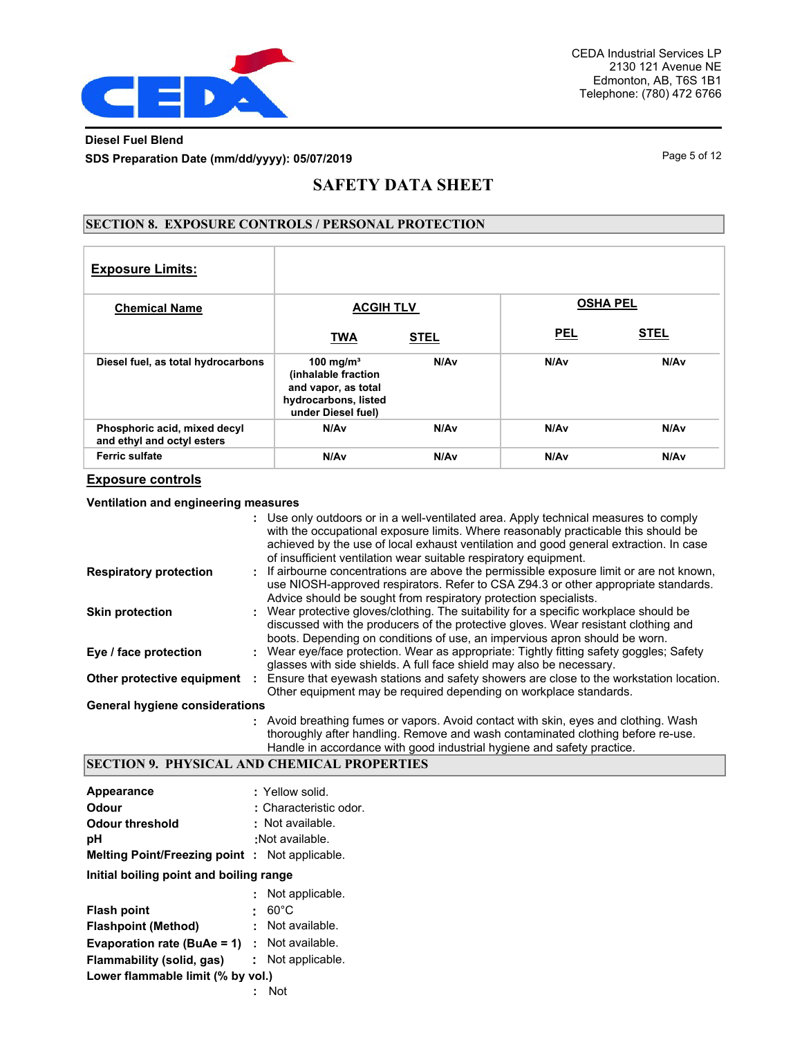# SAFETY DATA SHEET

## SECTION 8. EXPOSURE CONTROLS / PERSONAL PROTECTION

| **Exposure Limits:** | | | | |
|---|---|---|---|---|
| **Chemical Name** | **ACGIH TLV** | | **OSHA PEL** | |
| | **TWA** | **STEL** | **PEL** | **STEL** |
| **Diesel fuel, as total hydrocarbons** | **100 mg/m³ (inhalable fraction and vapor, as total hydrocarbons, listed under Diesel fuel)** | **N/Av** | **N/Av** | **N/Av** |
| **Phosphoric acid, mixed decyl and ethyl and octyl esters** | **N/Av** | **N/Av** | **N/Av** | **N/Av** |
| **Ferric sulfate** | **N/Av** | **N/Av** | **N/Av** | **N/Av** |

### Exposure controls

**Ventilation and engineering measures**
: Use only outdoors or in a well-ventilated area. Apply technical measures to comply with the occupational exposure limits. Where reasonably practicable this should be achieved by the use of local exhaust ventilation and good general extraction. In case of insufficient ventilation wear suitable respiratory equipment.

**Respiratory protection** : If airbourne concentrations are above the permissible exposure limit or are not known, use NIOSH-approved respirators. Refer to CSA Z94.3 or other appropriate standards. Advice should be sought from respiratory protection specialists.

**Skin protection** : Wear protective gloves/clothing. The suitability for a specific workplace should be discussed with the producers of the protective gloves. Wear resistant clothing and boots. Depending on conditions of use, an impervious apron should be worn.

**Eye / face protection** : Wear eye/face protection. Wear as appropriate: Tightly fitting safety goggles; Safety glasses with side shields. A full face shield may also be necessary.

**Other protective equipment** : Ensure that eyewash stations and safety showers are close to the workstation location. Other equipment may be required depending on workplace standards.

**General hygiene considerations**
: Avoid breathing fumes or vapors. Avoid contact with skin, eyes and clothing. Wash thoroughly after handling. Remove and wash contaminated clothing before re-use. Handle in accordance with good industrial hygiene and safety practice.

## SECTION 9. PHYSICAL AND CHEMICAL PROPERTIES

**Appearance** : Yellow solid.
**Odour** : Characteristic odor.
**Odour threshold** : Not available.
**pH** : Not available.
**Melting Point/Freezing point** : Not applicable.
**Initial boiling point and boiling range**
: Not applicable.
**Flash point** : 60°C
**Flashpoint (Method)** : Not available.
**Evaporation rate (BuAe = 1)** : Not available.
**Flammability (solid, gas)** : Not applicable.
**Lower flammable limit (% by vol.)**
: Not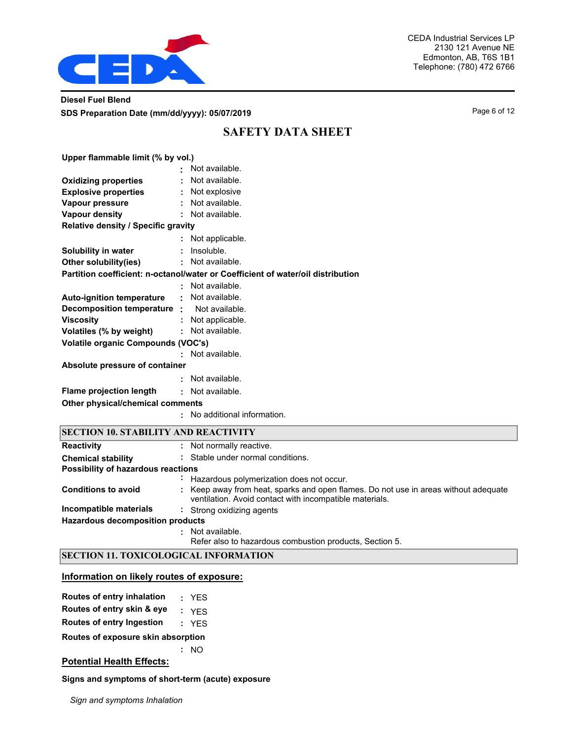**Upper flammable limit (% by vol.)**
: Not available.

**Oxidizing properties** : Not available.

**Explosive properties** : Not explosive

**Vapour pressure** : Not available.

**Vapour density** : Not available.

**Relative density / Specific gravity**
: Not applicable.

**Solubility in water** : Insoluble.

**Other solubility(ies)** : Not available.

**Partition coefficient: n-octanol/water or Coefficient of water/oil distribution**
: Not available.

**Auto-ignition temperature** : Not available.

**Decomposition temperature** : Not available.

**Viscosity** : Not applicable.

**Volatiles (% by weight)** : Not available.

**Volatile organic Compounds (VOC's)**
: Not available.

**Absolute pressure of container**
: Not available.

**Flame projection length** : Not available.

**Other physical/chemical comments**
: No additional information.

## SECTION 10. STABILITY AND REACTIVITY

**Reactivity** : Not normally reactive.

**Chemical stability** : Stable under normal conditions.

**Possibility of hazardous reactions**
: Hazardous polymerization does not occur.

**Conditions to avoid** : Keep away from heat, sparks and open flames. Do not use in areas without adequate ventilation. Avoid contact with incompatible materials.

**Incompatible materials** : Strong oxidizing agents

**Hazardous decomposition products**
: Not available.
Refer also to hazardous combustion products, Section 5.

## SECTION 11. TOXICOLOGICAL INFORMATION

**Information on likely routes of exposure:**

**Routes of entry inhalation** : YES

**Routes of entry skin & eye** : YES

**Routes of entry Ingestion** : YES

**Routes of exposure skin absorption**
: NO

**Potential Health Effects:**

**Signs and symptoms of short-term (acute) exposure**

*Sign and symptoms Inhalation*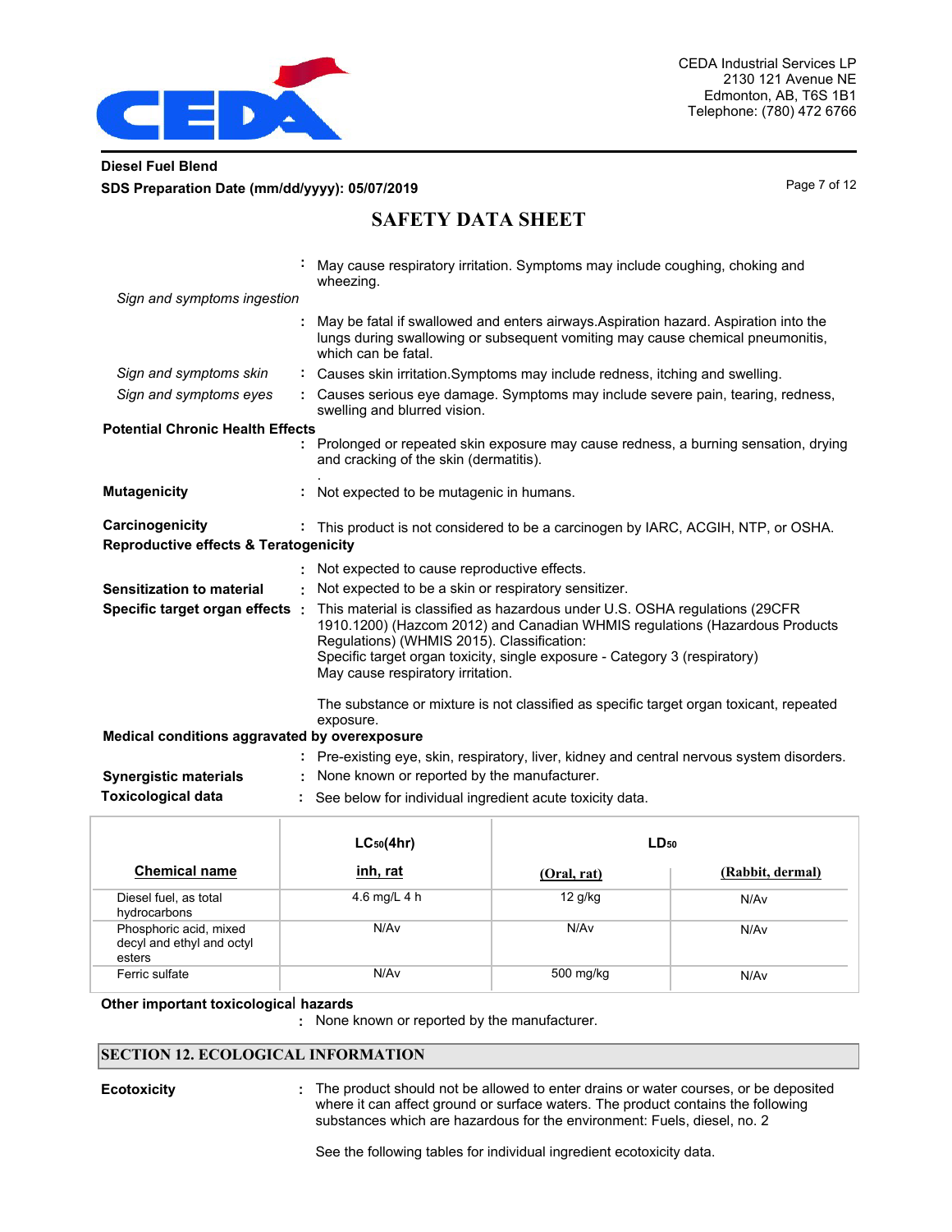**Diesel Fuel Blend**
**SDS Preparation Date (mm/dd/yyyy): 05/07/2019**

# SAFETY DATA SHEET

: May cause respiratory irritation. Symptoms may include coughing, choking and wheezing.

*Sign and symptoms ingestion*

: May be fatal if swallowed and enters airways.Aspiration hazard. Aspiration into the lungs during swallowing or subsequent vomiting may cause chemical pneumonitis, which can be fatal.

*Sign and symptoms skin* : Causes skin irritation.Symptoms may include redness, itching and swelling.

*Sign and symptoms eyes* : Causes serious eye damage. Symptoms may include severe pain, tearing, redness, swelling and blurred vision.

**Potential Chronic Health Effects**

: Prolonged or repeated skin exposure may cause redness, a burning sensation, drying and cracking of the skin (dermatitis).
.

**Mutagenicity** : Not expected to be mutagenic in humans.

**Carcinogenicity** : This product is not considered to be a carcinogen by IARC, ACGIH, NTP, or OSHA.

**Reproductive effects & Teratogenicity**

: Not expected to cause reproductive effects.

**Sensitization to material** : Not expected to be a skin or respiratory sensitizer.

**Specific target organ effects** : This material is classified as hazardous under U.S. OSHA regulations (29CFR 1910.1200) (Hazcom 2012) and Canadian WHMIS regulations (Hazardous Products Regulations) (WHMIS 2015). Classification:
Specific target organ toxicity, single exposure - Category 3 (respiratory)
May cause respiratory irritation.

The substance or mixture is not classified as specific target organ toxicant, repeated exposure.

**Medical conditions aggravated by overexposure**

: Pre-existing eye, skin, respiratory, liver, kidney and central nervous system disorders.

**Synergistic materials** : None known or reported by the manufacturer.

**Toxicological data** : See below for individual ingredient acute toxicity data.

| Chemical name | $LC_{50}$(4hr) inh, rat | $LD_{50}$ (Oral, rat) | $LD_{50}$ (Rabbit, dermal) |
|---|---|---|---|
| Diesel fuel, as total hydrocarbons | 4.6 mg/L 4 h | 12 g/kg | N/Av |
| Phosphoric acid, mixed decyl and ethyl and octyl esters | N/Av | N/Av | N/Av |
| Ferric sulfate | N/Av | 500 mg/kg | N/Av |

**Other important toxicological hazards**

: None known or reported by the manufacturer.

## SECTION 12. ECOLOGICAL INFORMATION

**Ecotoxicity** : The product should not be allowed to enter drains or water courses, or be deposited where it can affect ground or surface waters. The product contains the following substances which are hazardous for the environment: Fuels, diesel, no. 2

See the following tables for individual ingredient ecotoxicity data.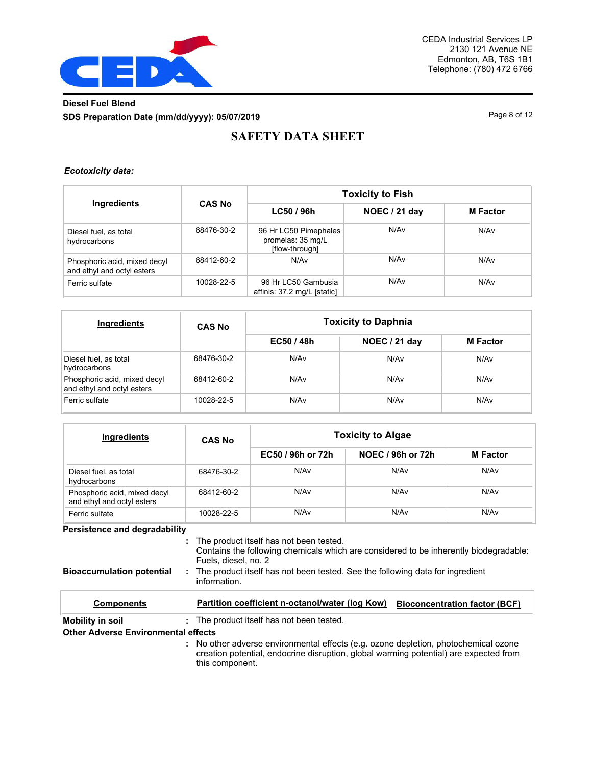**Diesel Fuel Blend**

**SDS Preparation Date (mm/dd/yyyy): 05/07/2019**

# SAFETY DATA SHEET

***Ecotoxicity data:***

| Ingredients | CAS No | Toxicity to Fish | | |
|---|---|---|---|---|
| | | **LC50 / 96h** | **NOEC / 21 day** | **M Factor** |
| Diesel fuel, as total hydrocarbons | 68476-30-2 | 96 Hr LC50 Pimephales promelas: 35 mg/L [flow-through] | N/Av | N/Av |
| Phosphoric acid, mixed decyl and ethyl and octyl esters | 68412-60-2 | N/Av | N/Av | N/Av |
| Ferric sulfate | 10028-22-5 | 96 Hr LC50 Gambusia affinis: 37.2 mg/L [static] | N/Av | N/Av |

| Ingredients | CAS No | Toxicity to Daphnia | | |
|---|---|---|---|---|
| | | **EC50 / 48h** | **NOEC / 21 day** | **M Factor** |
| Diesel fuel, as total hydrocarbons | 68476-30-2 | N/Av | N/Av | N/Av |
| Phosphoric acid, mixed decyl and ethyl and octyl esters | 68412-60-2 | N/Av | N/Av | N/Av |
| Ferric sulfate | 10028-22-5 | N/Av | N/Av | N/Av |

| Ingredients | CAS No | Toxicity to Algae | | |
|---|---|---|---|---|
| | | **EC50 / 96h or 72h** | **NOEC / 96h or 72h** | **M Factor** |
| Diesel fuel, as total hydrocarbons | 68476-30-2 | N/Av | N/Av | N/Av |
| Phosphoric acid, mixed decyl and ethyl and octyl esters | 68412-60-2 | N/Av | N/Av | N/Av |
| Ferric sulfate | 10028-22-5 | N/Av | N/Av | N/Av |

**Persistence and degradability**

: The product itself has not been tested.
Contains the following chemicals which are considered to be inherently biodegradable: Fuels, diesel, no. 2

**Bioaccumulation potential** : The product itself has not been tested. See the following data for ingredient information.

| Components | Partition coefficient n-octanol/water (log Kow) | Bioconcentration factor (BCF) |
|---|---|---|

**Mobility in soil** : The product itself has not been tested.

**Other Adverse Environmental effects**

: No other adverse environmental effects (e.g. ozone depletion, photochemical ozone creation potential, endocrine disruption, global warming potential) are expected from this component.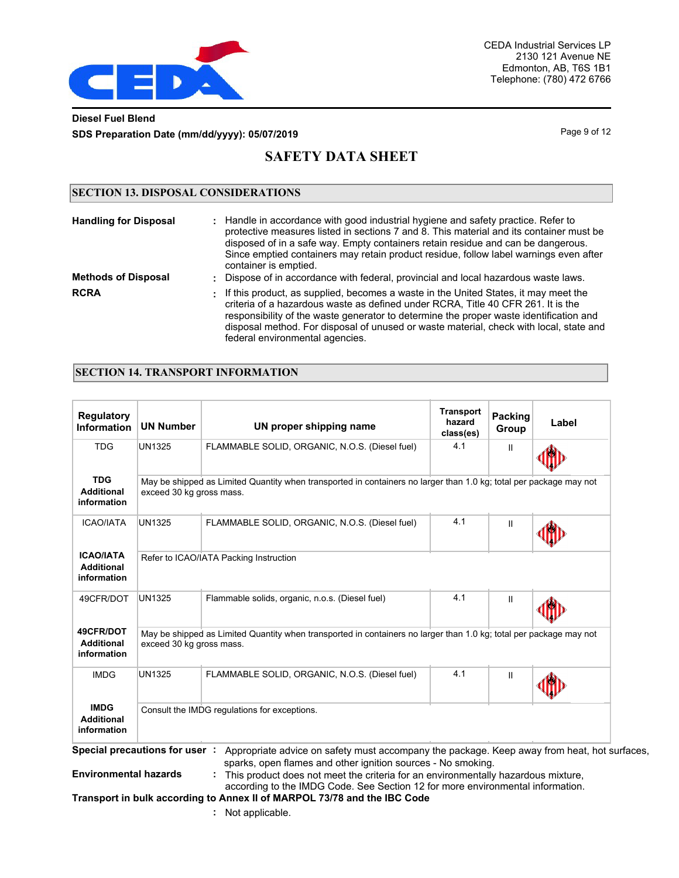**Diesel Fuel Blend**

**SDS Preparation Date (mm/dd/yyyy): 05/07/2019**

# SAFETY DATA SHEET

## SECTION 13. DISPOSAL CONSIDERATIONS

**Handling for Disposal** : Handle in accordance with good industrial hygiene and safety practice. Refer to protective measures listed in sections 7 and 8. This material and its container must be disposed of in a safe way. Empty containers retain residue and can be dangerous. Since emptied containers may retain product residue, follow label warnings even after container is emptied.

**Methods of Disposal** : Dispose of in accordance with federal, provincial and local hazardous waste laws.

**RCRA** : If this product, as supplied, becomes a waste in the United States, it may meet the criteria of a hazardous waste as defined under RCRA, Title 40 CFR 261. It is the responsibility of the waste generator to determine the proper waste identification and disposal method. For disposal of unused or waste material, check with local, state and federal environmental agencies.

## SECTION 14. TRANSPORT INFORMATION

| Regulatory Information | UN Number | UN proper shipping name | Transport hazard class(es) | Packing Group | Label |
|---|---|---|---|---|---|
| TDG | UN1325 | FLAMMABLE SOLID, ORGANIC, N.O.S. (Diesel fuel) | 4.1 | II | |
| **TDG Additional information** | May be shipped as Limited Quantity when transported in containers no larger than 1.0 kg; total per package may not exceed 30 kg gross mass. | | | | |
| ICAO/IATA | UN1325 | FLAMMABLE SOLID, ORGANIC, N.O.S. (Diesel fuel) | 4.1 | II | |
| **ICAO/IATA Additional information** | Refer to ICAO/IATA Packing Instruction | | | | |
| 49CFR/DOT | UN1325 | Flammable solids, organic, n.o.s. (Diesel fuel) | 4.1 | II | |
| **49CFR/DOT Additional information** | May be shipped as Limited Quantity when transported in containers no larger than 1.0 kg; total per package may not exceed 30 kg gross mass. | | | | |
| IMDG | UN1325 | FLAMMABLE SOLID, ORGANIC, N.O.S. (Diesel fuel) | 4.1 | II | |
| **IMDG Additional information** | Consult the IMDG regulations for exceptions. | | | | |

**Special precautions for user** : Appropriate advice on safety must accompany the package. Keep away from heat, hot surfaces, sparks, open flames and other ignition sources - No smoking.

**Environmental hazards** : This product does not meet the criteria for an environmentally hazardous mixture, according to the IMDG Code. See Section 12 for more environmental information.

**Transport in bulk according to Annex II of MARPOL 73/78 and the IBC Code**

: Not applicable.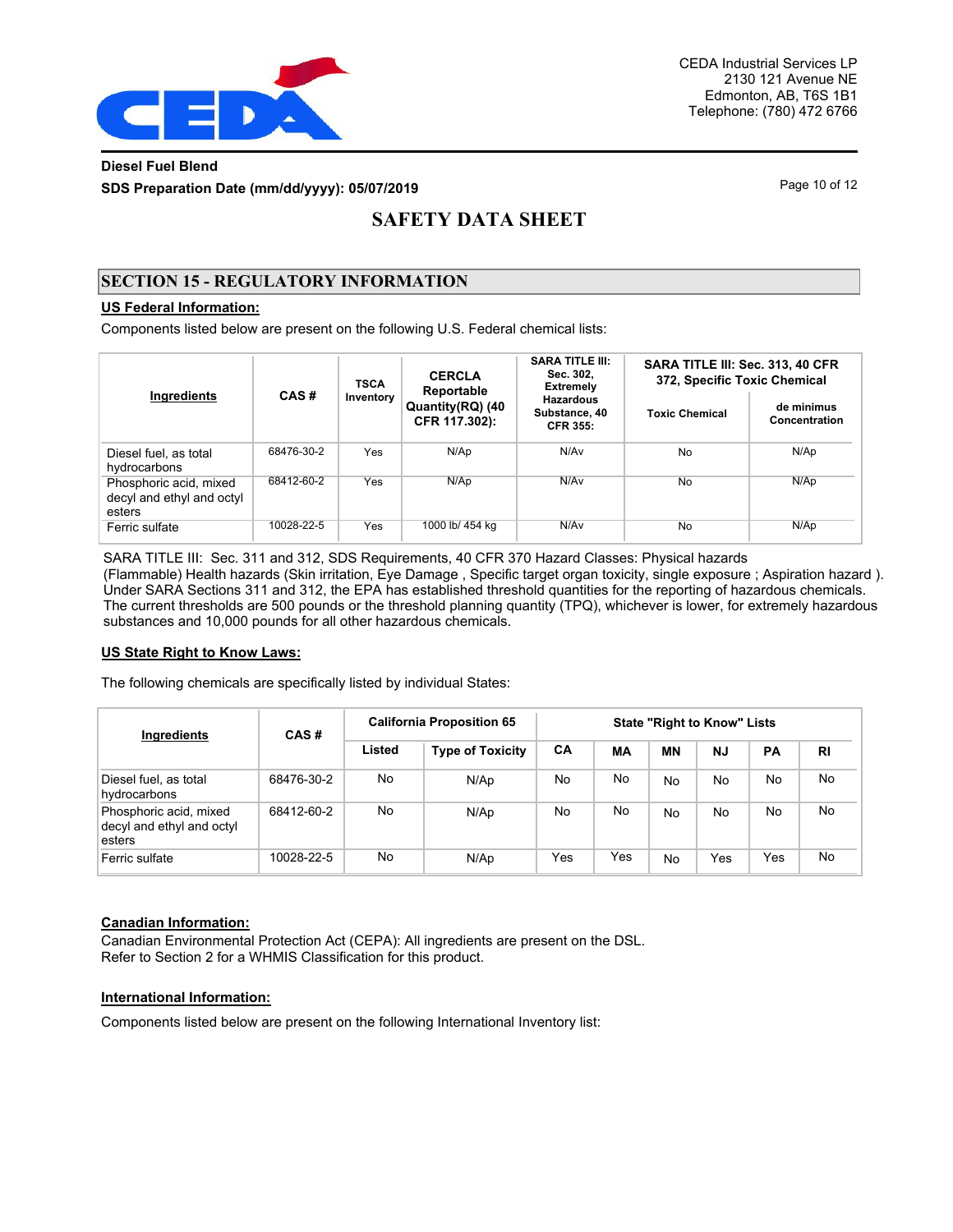# SAFETY DATA SHEET

## SECTION 15 - REGULATORY INFORMATION

**US Federal Information:**

Components listed below are present on the following U.S. Federal chemical lists:

| Ingredients | CAS # | TSCA Inventory | CERCLA Reportable Quantity(RQ) (40 CFR 117.302): | SARA TITLE III: Sec. 302, Extremely Hazardous Substance, 40 CFR 355: | SARA TITLE III: Sec. 313, 40 CFR 372, Specific Toxic Chemical | |
|---|---|---|---|---|---|---|
| | | | | | Toxic Chemical | de minimus Concentration |
| Diesel fuel, as total hydrocarbons | 68476-30-2 | Yes | N/Ap | N/Av | No | N/Ap |
| Phosphoric acid, mixed decyl and ethyl and octyl esters | 68412-60-2 | Yes | N/Ap | N/Av | No | N/Ap |
| Ferric sulfate | 10028-22-5 | Yes | 1000 lb/ 454 kg | N/Av | No | N/Ap |

SARA TITLE III: Sec. 311 and 312, SDS Requirements, 40 CFR 370 Hazard Classes: Physical hazards (Flammable) Health hazards (Skin irritation, Eye Damage , Specific target organ toxicity, single exposure ; Aspiration hazard ). Under SARA Sections 311 and 312, the EPA has established threshold quantities for the reporting of hazardous chemicals. The current thresholds are 500 pounds or the threshold planning quantity (TPQ), whichever is lower, for extremely hazardous substances and 10,000 pounds for all other hazardous chemicals.

**US State Right to Know Laws:**

The following chemicals are specifically listed by individual States:

| Ingredients | CAS # | California Proposition 65 | | State "Right to Know" Lists | | | | | |
|---|---|---|---|---|---|---|---|---|---|
| | | Listed | Type of Toxicity | CA | MA | MN | NJ | PA | RI |
| Diesel fuel, as total hydrocarbons | 68476-30-2 | No | N/Ap | No | No | No | No | No | No |
| Phosphoric acid, mixed decyl and ethyl and octyl esters | 68412-60-2 | No | N/Ap | No | No | No | No | No | No |
| Ferric sulfate | 10028-22-5 | No | N/Ap | Yes | Yes | No | Yes | Yes | No |

**Canadian Information:**

Canadian Environmental Protection Act (CEPA): All ingredients are present on the DSL.
Refer to Section 2 for a WHMIS Classification for this product.

**International Information:**

Components listed below are present on the following International Inventory list: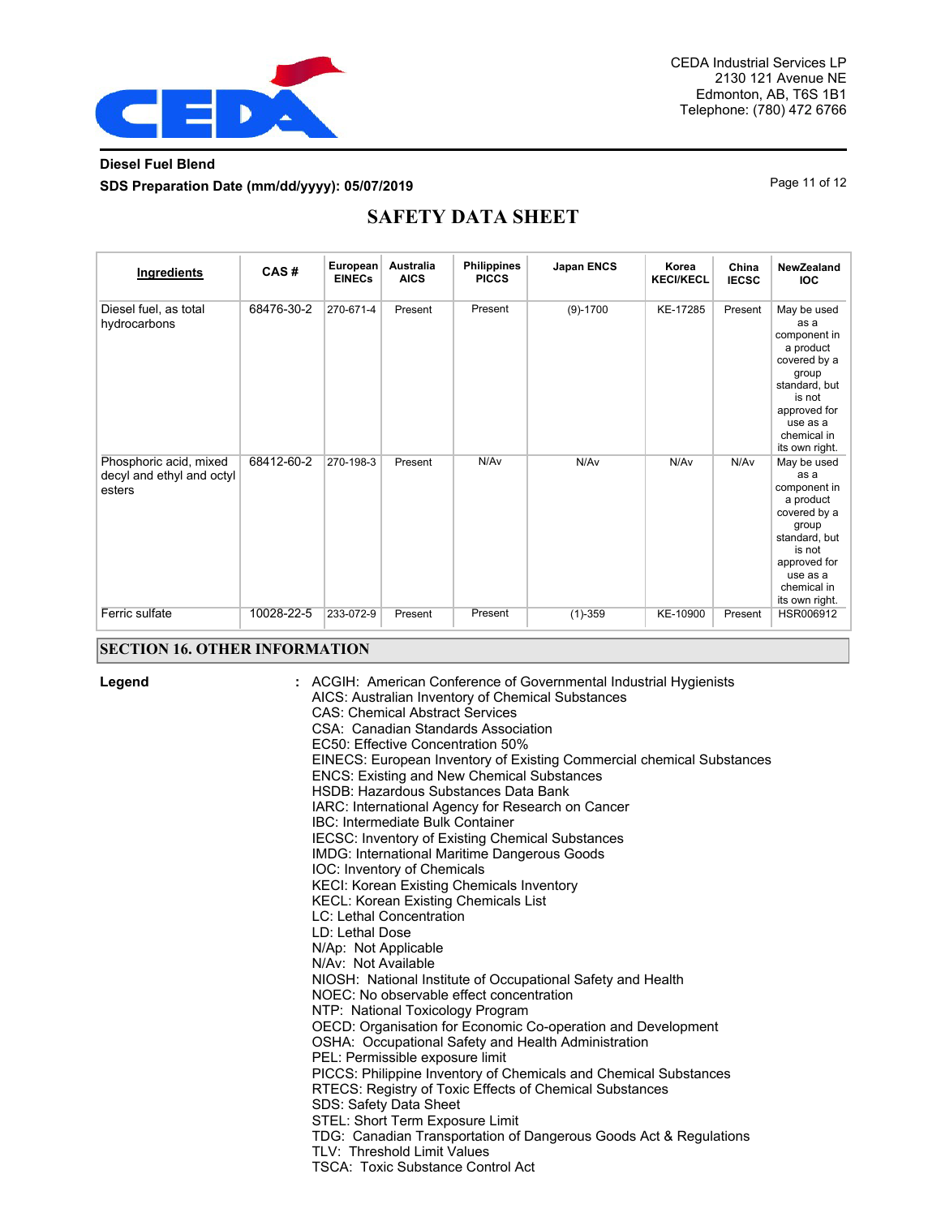| Ingredients | CAS # | European EINECs | Australia AICS | Philippines PICCS | Japan ENCS | Korea KECI/KECL | China IECSC | NewZealand IOC |
|---|---|---|---|---|---|---|---|---|
| Diesel fuel, as total hydrocarbons | 68476-30-2 | 270-671-4 | Present | Present | (9)-1700 | KE-17285 | Present | May be used as a component in a product covered by a group standard, but is not approved for use as a chemical in its own right. |
| Phosphoric acid, mixed decyl and ethyl and octyl esters | 68412-60-2 | 270-198-3 | Present | N/Av | N/Av | N/Av | N/Av | May be used as a component in a product covered by a group standard, but is not approved for use as a chemical in its own right. |
| Ferric sulfate | 10028-22-5 | 233-072-9 | Present | Present | (1)-359 | KE-10900 | Present | HSR006912 |

## SECTION 16. OTHER INFORMATION

**Legend** : ACGIH: American Conference of Governmental Industrial Hygienists
AICS: Australian Inventory of Chemical Substances
CAS: Chemical Abstract Services
CSA: Canadian Standards Association
EC50: Effective Concentration 50%
EINECS: European Inventory of Existing Commercial chemical Substances
ENCS: Existing and New Chemical Substances
HSDB: Hazardous Substances Data Bank
IARC: International Agency for Research on Cancer
IBC: Intermediate Bulk Container
IECSC: Inventory of Existing Chemical Substances
IMDG: International Maritime Dangerous Goods
IOC: Inventory of Chemicals
KECI: Korean Existing Chemicals Inventory
KECL: Korean Existing Chemicals List
LC: Lethal Concentration
LD: Lethal Dose
N/Ap: Not Applicable
N/Av: Not Available
NIOSH: National Institute of Occupational Safety and Health
NOEC: No observable effect concentration
NTP: National Toxicology Program
OECD: Organisation for Economic Co-operation and Development
OSHA: Occupational Safety and Health Administration
PEL: Permissible exposure limit
PICCS: Philippine Inventory of Chemicals and Chemical Substances
RTECS: Registry of Toxic Effects of Chemical Substances
SDS: Safety Data Sheet
STEL: Short Term Exposure Limit
TDG: Canadian Transportation of Dangerous Goods Act & Regulations
TLV: Threshold Limit Values
TSCA: Toxic Substance Control Act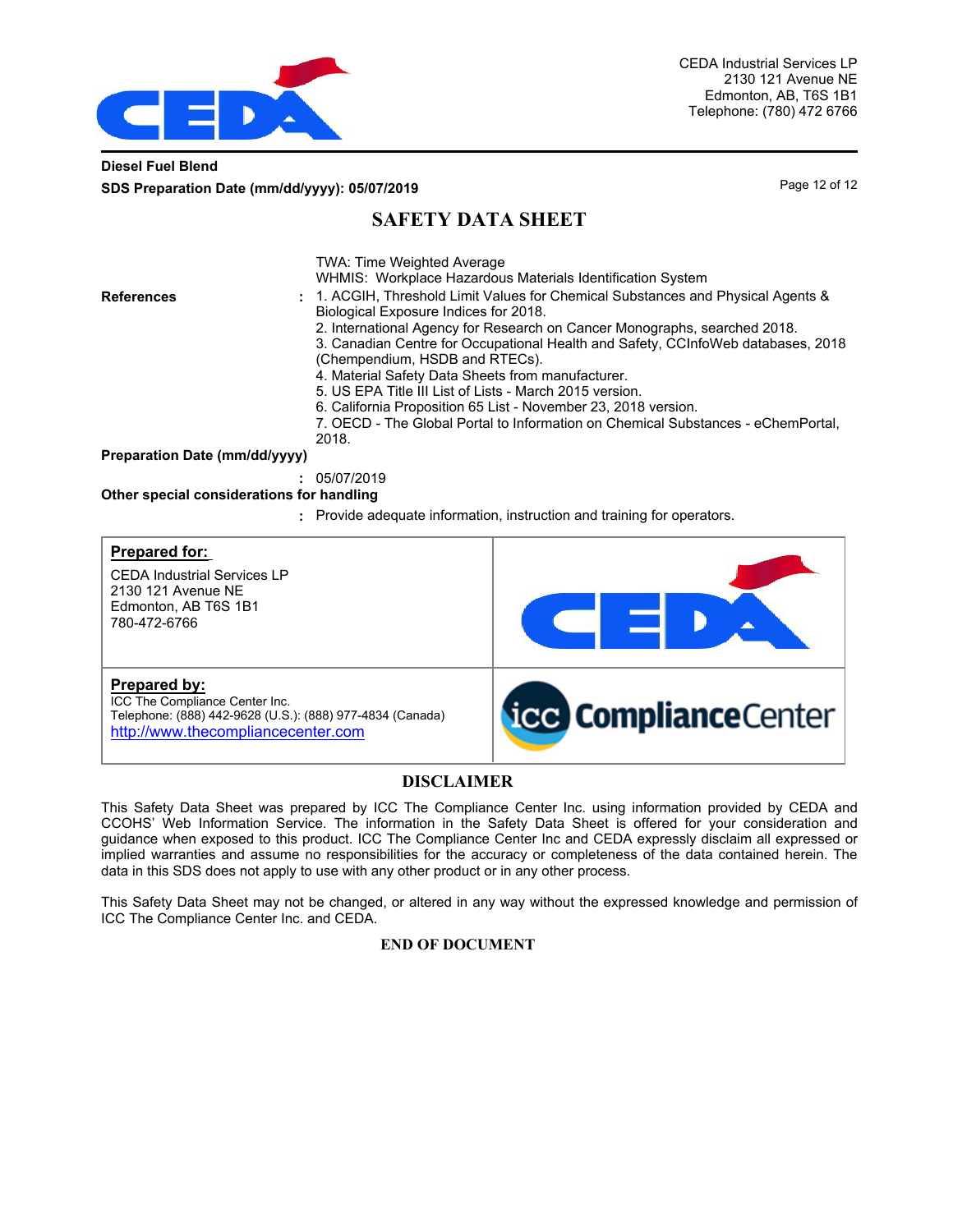# SAFETY DATA SHEET

TWA: Time Weighted Average
WHMIS: Workplace Hazardous Materials Identification System

**References** : 1. ACGIH, Threshold Limit Values for Chemical Substances and Physical Agents & Biological Exposure Indices for 2018.
2. International Agency for Research on Cancer Monographs, searched 2018.
3. Canadian Centre for Occupational Health and Safety, CCInfoWeb databases, 2018 (Chempendium, HSDB and RTECs).
4. Material Safety Data Sheets from manufacturer.
5. US EPA Title III List of Lists - March 2015 version.
6. California Proposition 65 List - November 23, 2018 version.
7. OECD - The Global Portal to Information on Chemical Substances - eChemPortal, 2018.

**Preparation Date (mm/dd/yyyy)** : 05/07/2019

**Other special considerations for handling** : Provide adequate information, instruction and training for operators.

| | |
|---|---|
| **Prepared for:**<br>CEDA Industrial Services LP<br>2130 121 Avenue NE<br>Edmonton, AB T6S 1B1<br>780-472-6766 | CEDA |
| **Prepared by:**<br>ICC The Compliance Center Inc.<br>Telephone: (888) 442-9628 (U.S.): (888) 977-4834 (Canada)<br>http://www.thecompliancecenter.com | icc ComplianceCenter |

## DISCLAIMER

This Safety Data Sheet was prepared by ICC The Compliance Center Inc. using information provided by CEDA and CCOHS' Web Information Service. The information in the Safety Data Sheet is offered for your consideration and guidance when exposed to this product. ICC The Compliance Center Inc and CEDA expressly disclaim all expressed or implied warranties and assume no responsibilities for the accuracy or completeness of the data contained herein. The data in this SDS does not apply to use with any other product or in any other process.

This Safety Data Sheet may not be changed, or altered in any way without the expressed knowledge and permission of ICC The Compliance Center Inc. and CEDA.

**END OF DOCUMENT**